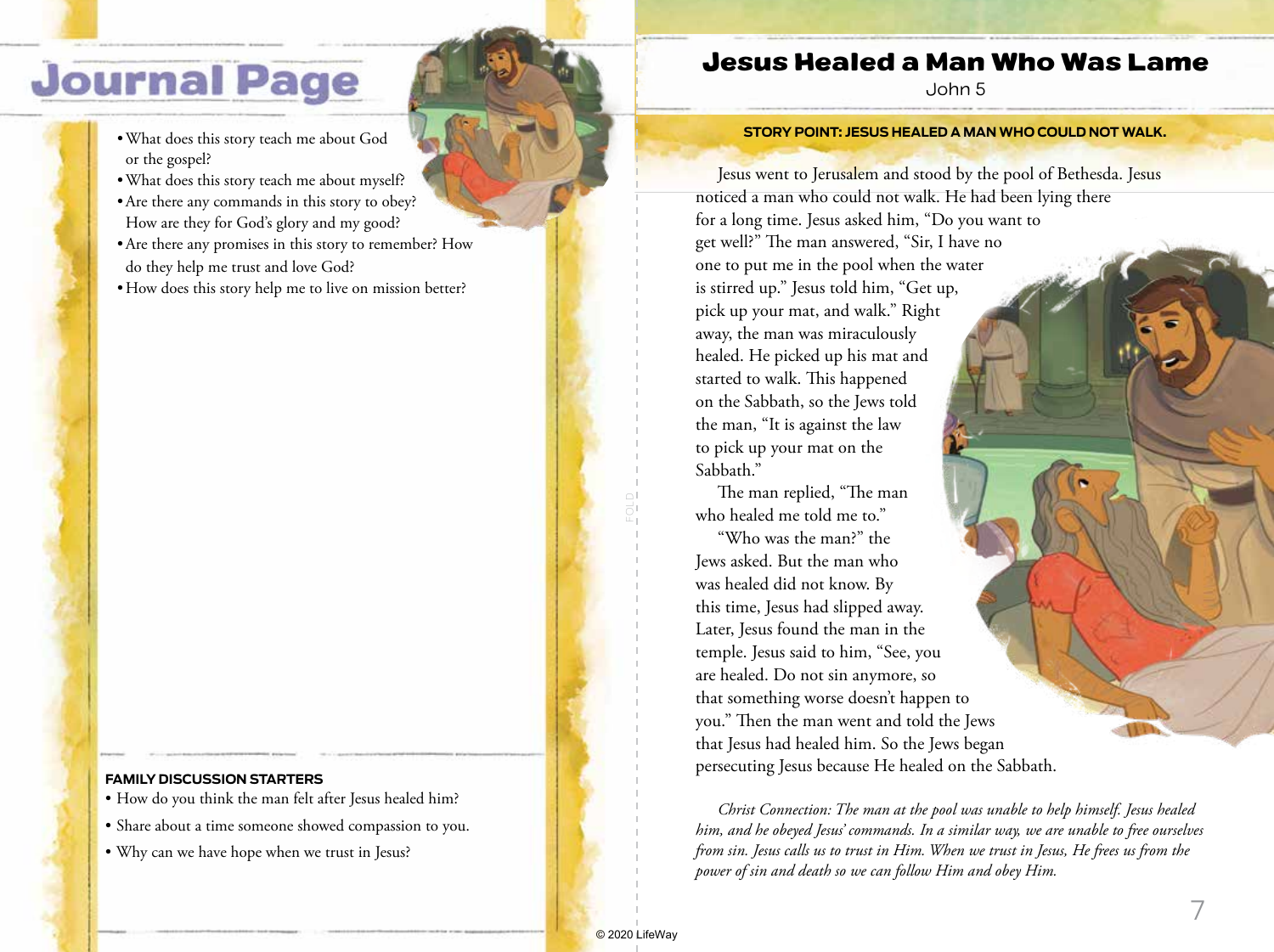# Journal Page

- What does this story teach me about God or the gospel?
- What does this story teach me about myself?
- Are there any commands in this story to obey? How are they for God's glory and my good?
- Are there any promises in this story to remember? How do they help me trust and love God?
- How does this story help me to live on mission better?

**FAMILY DISCUSSION STARTERS**

- How do you think the man felt after Jesus healed him?
- Share about a time someone showed compassion to you.
- Why can we have hope when we trust in Jesus?

# Jesus Healed a Man Who Was Lame

John 5

**STORY POINT: JESUS HEALED A MAN WHO COULD NOT WALK.**

Jesus went to Jerusalem and stood by the pool of Bethesda. Jesus noticed a man who could not walk. He had been lying there for a long time. Jesus asked him, "Do you want to get well?" The man answered, "Sir, I have no one to put me in the pool when the water is stirred up." Jesus told him, "Get up, pick up your mat, and walk." Right away, the man was miraculously healed. He picked up his mat and started to walk. This happened on the Sabbath, so the Jews told the man, "It is against the law to pick up your mat on the Sabbath."

The man replied, "The man who healed me told me to."

"Who was the man?" the Jews asked. But the man who was healed did not know. By this time, Jesus had slipped away. Later, Jesus found the man in the temple. Jesus said to him, "See, you are healed. Do not sin anymore, so that something worse doesn't happen to you." Then the man went and told the Jews that Jesus had healed him. So the Jews began persecuting Jesus because He healed on the Sabbath.

*Christ Connection: The man at the pool was unable to help himself. Jesus healed him, and he obeyed Jesus' commands. In a similar way, we are unable to free ourselves from sin. Jesus calls us to trust in Him. When we trust in Jesus, He frees us from the power of sin and death so we can follow Him and obey Him.*

© 2020 LifeWay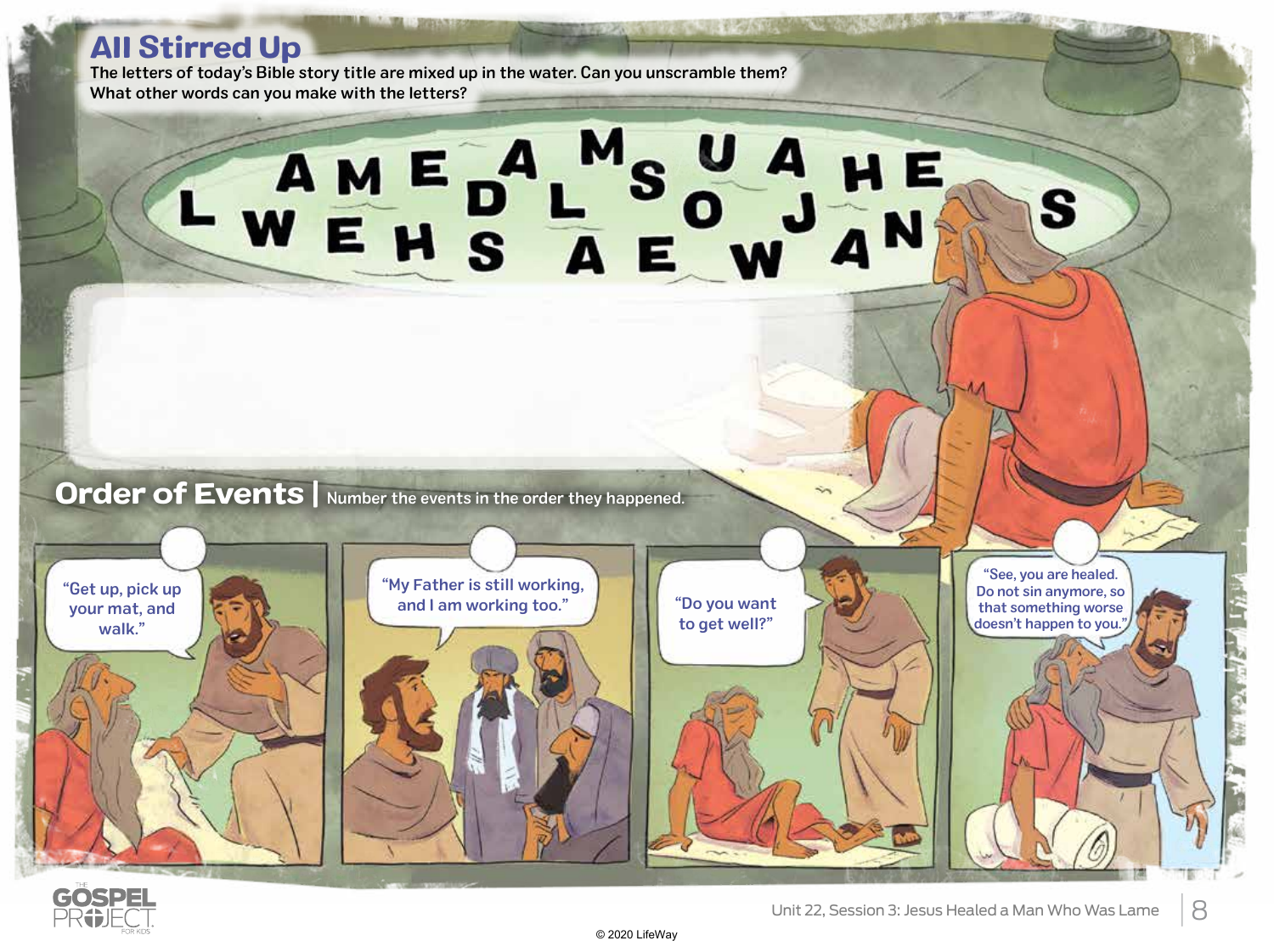## All Stirred Up

The letters of today's Bible story title are mixed up in the water. Can you unscramble them? What other words can you make with the letters?

A M E A M S U A H E
L W E D L O J S
E H S A E W A N

## Order of Events | Number the events in the order they happened.

"Get up, pick up your mat, and walk."

"My Father is still working, and I am working too."

"Do you want to get well?"

"See, you are healed. Do not sin anymore, so that something worse doesn't happen to you."

Unit 22, Session 3: Jesus Healed a Man Who Was Lame

© 2020 LifeWay